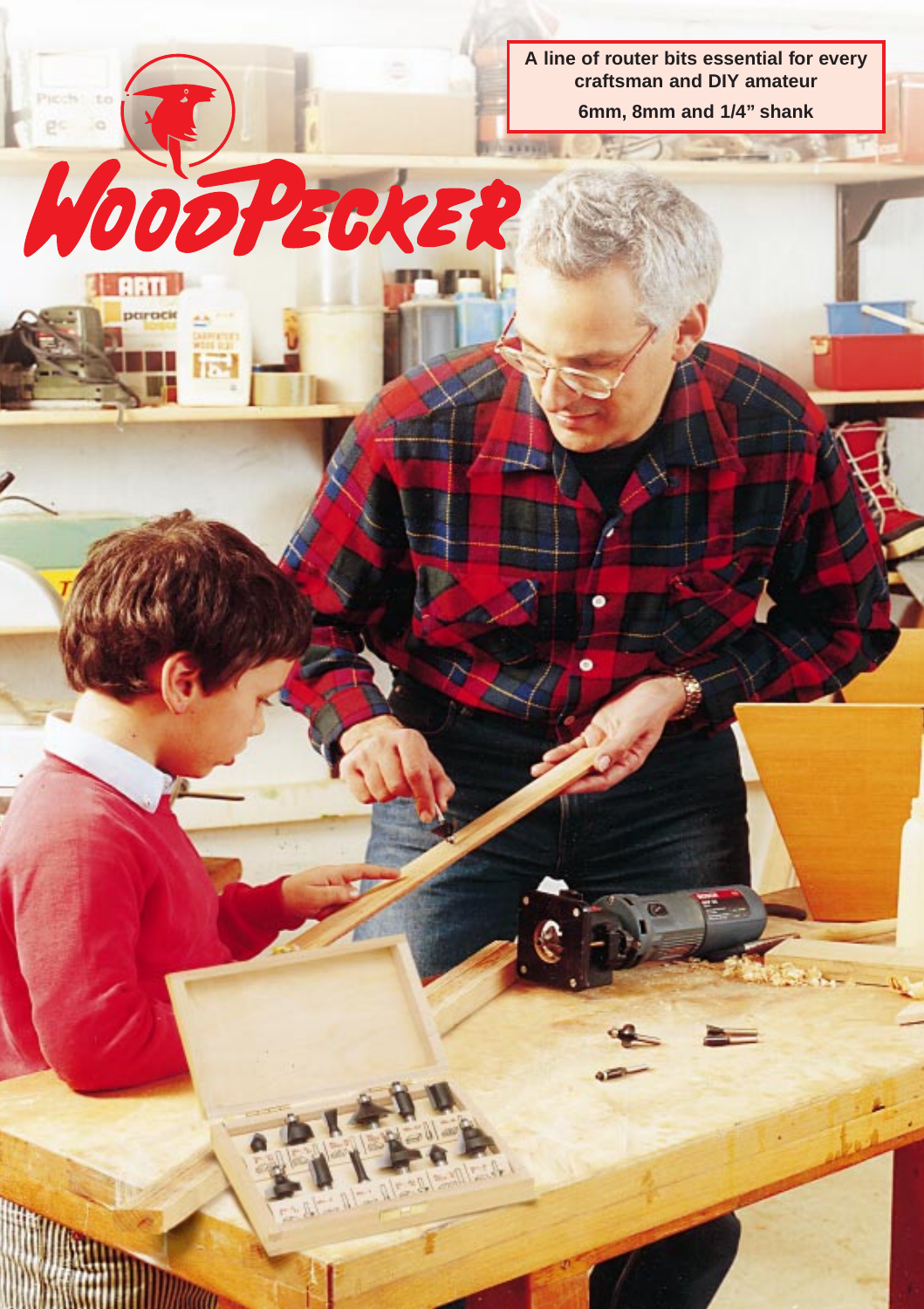# WOODPECKER

**A line of router bits essential for every craftsman and DIY amateur**

**6mm, 8mm and 1/4" shank**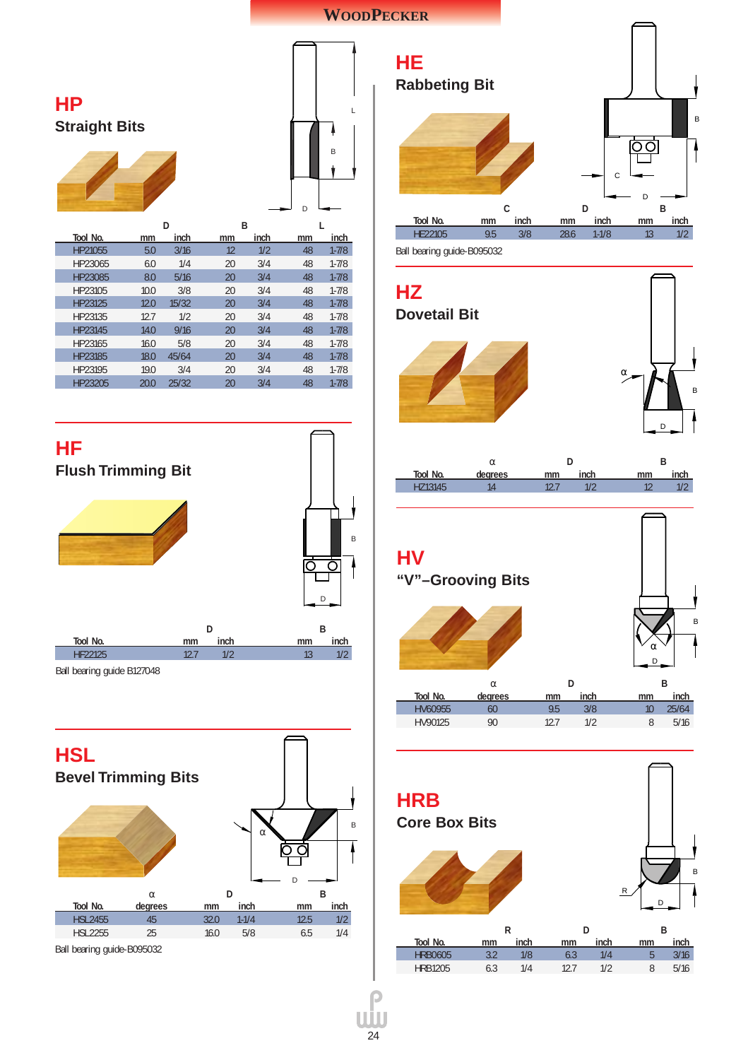# HP
## Straight Bits

| Tool No. | D mm | D inch | B mm | B inch | L mm | L inch |
|---|---|---|---|---|---|---|
| HP21055 | 5.0 | 3/16 | 12 | 1/2 | 48 | 1-7/8 |
| HP23065 | 6.0 | 1/4 | 20 | 3/4 | 48 | 1-7/8 |
| HP23085 | 8.0 | 5/16 | 20 | 3/4 | 48 | 1-7/8 |
| HP23105 | 10.0 | 3/8 | 20 | 3/4 | 48 | 1-7/8 |
| HP23125 | 12.0 | 15/32 | 20 | 3/4 | 48 | 1-7/8 |
| HP23135 | 12.7 | 1/2 | 20 | 3/4 | 48 | 1-7/8 |
| HP23145 | 14.0 | 9/16 | 20 | 3/4 | 48 | 1-7/8 |
| HP23165 | 16.0 | 5/8 | 20 | 3/4 | 48 | 1-7/8 |
| HP23185 | 18.0 | 45/64 | 20 | 3/4 | 48 | 1-7/8 |
| HP23195 | 19.0 | 3/4 | 20 | 3/4 | 48 | 1-7/8 |
| HP23205 | 20.0 | 25/32 | 20 | 3/4 | 48 | 1-7/8 |

# HF
## Flush Trimming Bit

| Tool No. | D mm | D inch | B mm | B inch |
|---|---|---|---|---|
| HF22125 | 12.7 | 1/2 | 13 | 1/2 |

Ball bearing guide B127048

# HSL
## Bevel Trimming Bits

| Tool No. | α degrees | D mm | D inch | B mm | B inch |
|---|---|---|---|---|---|
| HSL2455 | 45 | 32.0 | 1-1/4 | 12.5 | 1/2 |
| HSL2255 | 25 | 16.0 | 5/8 | 6.5 | 1/4 |

Ball bearing guide-B095032

# HE
## Rabbeting Bit

| Tool No. | C mm | C inch | D mm | D inch | B mm | B inch |
|---|---|---|---|---|---|---|
| HE22105 | 9.5 | 3/8 | 28.6 | 1-1/8 | 13 | 1/2 |

Ball bearing guide-B095032

# HZ
## Dovetail Bit

| Tool No. | α degrees | D mm | D inch | B mm | B inch |
|---|---|---|---|---|---|
| HZ13145 | 14 | 12.7 | 1/2 | 12 | 1/2 |

# HV
## "V"–Grooving Bits

| Tool No. | α degrees | D mm | D inch | B mm | B inch |
|---|---|---|---|---|---|
| HV60955 | 60 | 9.5 | 3/8 | 10 | 25/64 |
| HV90125 | 90 | 12.7 | 1/2 | 8 | 5/16 |

# HRB
## Core Box Bits

| Tool No. | R mm | R inch | D mm | D inch | B mm | B inch |
|---|---|---|---|---|---|---|
| HRB0605 | 3.2 | 1/8 | 6.3 | 1/4 | 5 | 3/16 |
| HRB1205 | 6.3 | 1/4 | 12.7 | 1/2 | 8 | 5/16 |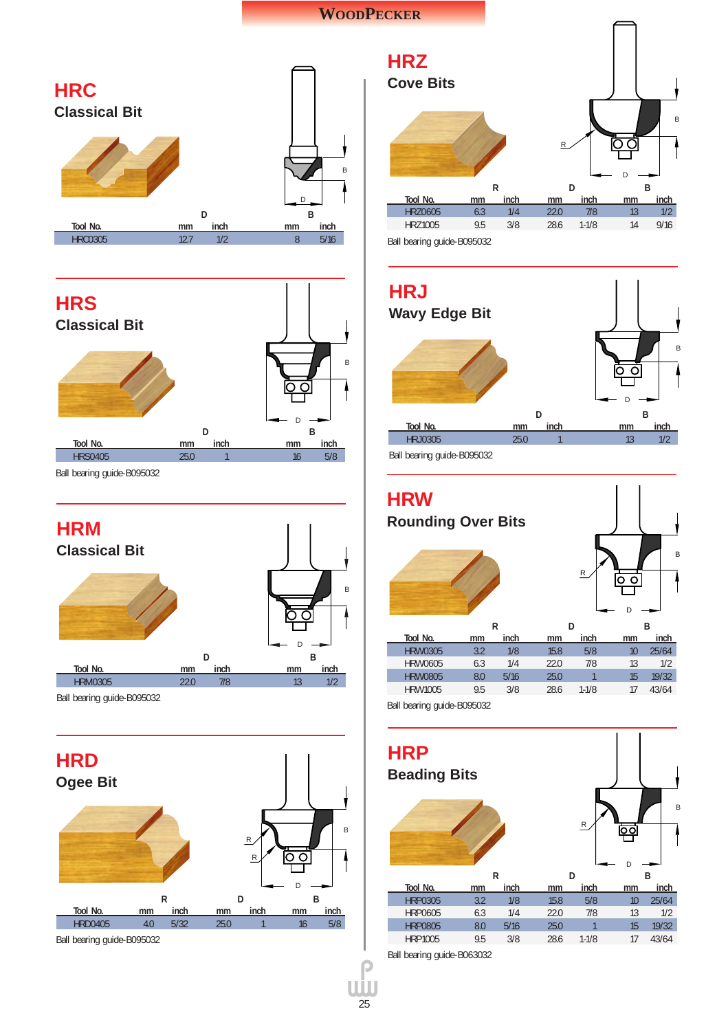# WOODPECKER

## HRC
### Classical Bit

| Tool No. | D mm | D inch | B mm | B inch |
|---|---|---|---|---|
| HRC0305 | 12.7 | 1/2 | 8 | 5/16 |

## HRS
### Classical Bit

| Tool No. | D mm | D inch | B mm | B inch |
|---|---|---|---|---|
| HRS0405 | 25.0 | 1 | 16 | 5/8 |

Ball bearing guide-B095032

## HRM
### Classical Bit

| Tool No. | D mm | D inch | B mm | B inch |
|---|---|---|---|---|
| HRM0305 | 22.0 | 7/8 | 13 | 1/2 |

Ball bearing guide-B095032

## HRD
### Ogee Bit

| Tool No. | R mm | R inch | D mm | D inch | B mm | B inch |
|---|---|---|---|---|---|---|
| HRD0405 | 4.0 | 5/32 | 25.0 | 1 | 16 | 5/8 |

Ball bearing guide-B095032

## HRZ
### Cove Bits

| Tool No. | R mm | R inch | D mm | D inch | B mm | B inch |
|---|---|---|---|---|---|---|
| HRZ0605 | 6.3 | 1/4 | 22.0 | 7/8 | 13 | 1/2 |
| HRZ1005 | 9.5 | 3/8 | 28.6 | 1-1/8 | 14 | 9/16 |

Ball bearing guide-B095032

## HRJ
### Wavy Edge Bit

| Tool No. | D mm | D inch | B mm | B inch |
|---|---|---|---|---|
| HRJ0305 | 25.0 | 1 | 13 | 1/2 |

Ball bearing guide-B095032

## HRW
### Rounding Over Bits

| Tool No. | R mm | R inch | D mm | D inch | B mm | B inch |
|---|---|---|---|---|---|---|
| HRW0305 | 3.2 | 1/8 | 15.8 | 5/8 | 10 | 25/64 |
| HRW0605 | 6.3 | 1/4 | 22.0 | 7/8 | 13 | 1/2 |
| HRW0805 | 8.0 | 5/16 | 25.0 | 1 | 15 | 19/32 |
| HRW1005 | 9.5 | 3/8 | 28.6 | 1-1/8 | 17 | 43/64 |

Ball bearing guide-B095032

## HRP
### Beading Bits

| Tool No. | R mm | R inch | D mm | D inch | B mm | B inch |
|---|---|---|---|---|---|---|
| HRP0305 | 3.2 | 1/8 | 15.8 | 5/8 | 10 | 25/64 |
| HRP0605 | 6.3 | 1/4 | 22.0 | 7/8 | 13 | 1/2 |
| HRP0805 | 8.0 | 5/16 | 25.0 | 1 | 15 | 19/32 |
| HRP1005 | 9.5 | 3/8 | 28.6 | 1-1/8 | 17 | 43/64 |

Ball bearing guide-B063032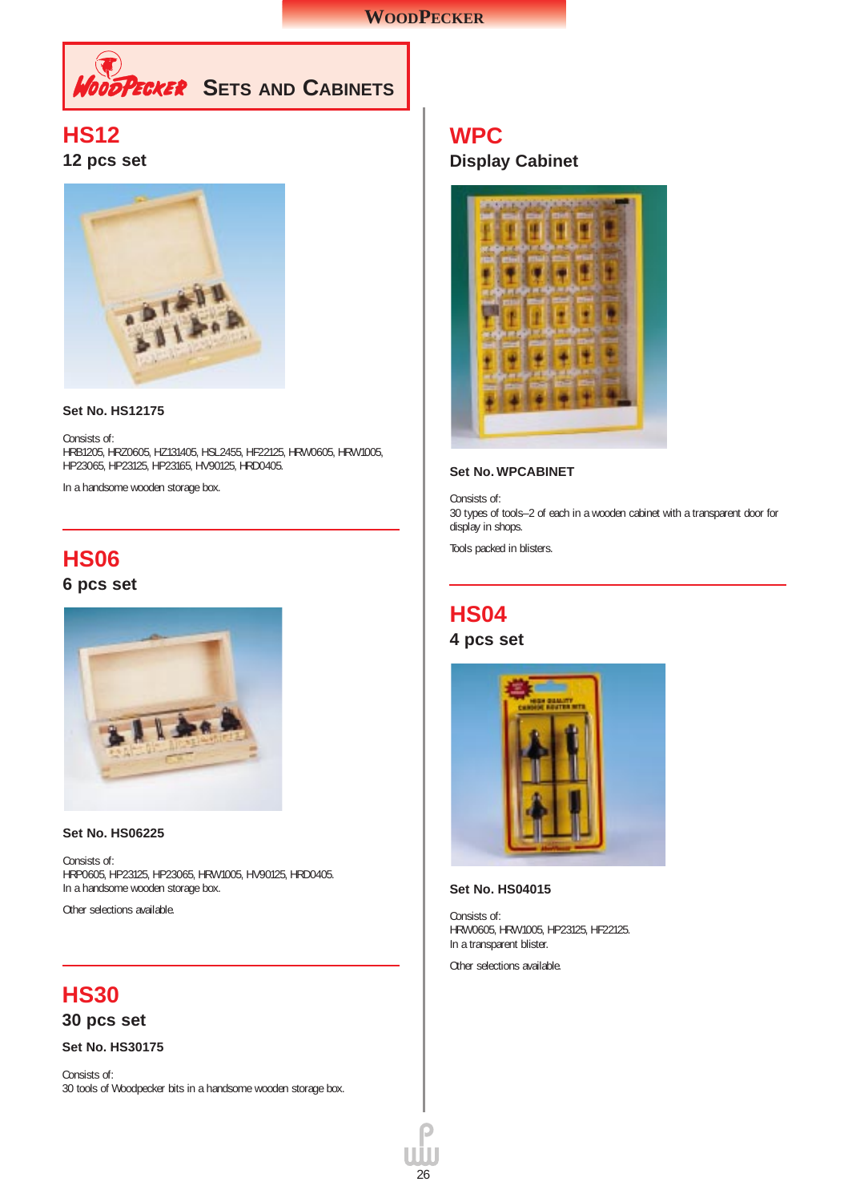# Woodpecker Sets and Cabinets

## HS12

### 12 pcs set

**Set No. HS12175**

Consists of:
HRB1205, HRZ0605, HZ131405, HSL2455, HF22125, HRW0605, HRW1005, HP23065, HP23125, HP23165, HV90125, HRD0405.

In a handsome wooden storage box.

## HS06

### 6 pcs set

**Set No. HS06225**

Consists of:
HRP0605, HP23125, HP23065, HRW1005, HV90125, HRD0405.
In a handsome wooden storage box.

Other selections available.

## HS30

### 30 pcs set

**Set No. HS30175**

Consists of:
30 tools of Woodpecker bits in a handsome wooden storage box.

## WPC

### Display Cabinet

**Set No. WPCABINET**

Consists of:
30 types of tools–2 of each in a wooden cabinet with a transparent door for display in shops.

Tools packed in blisters.

## HS04

### 4 pcs set

**Set No. HS04015**

Consists of:
HRW0605, HRW1005, HP23125, HF22125.
In a transparent blister.

Other selections available.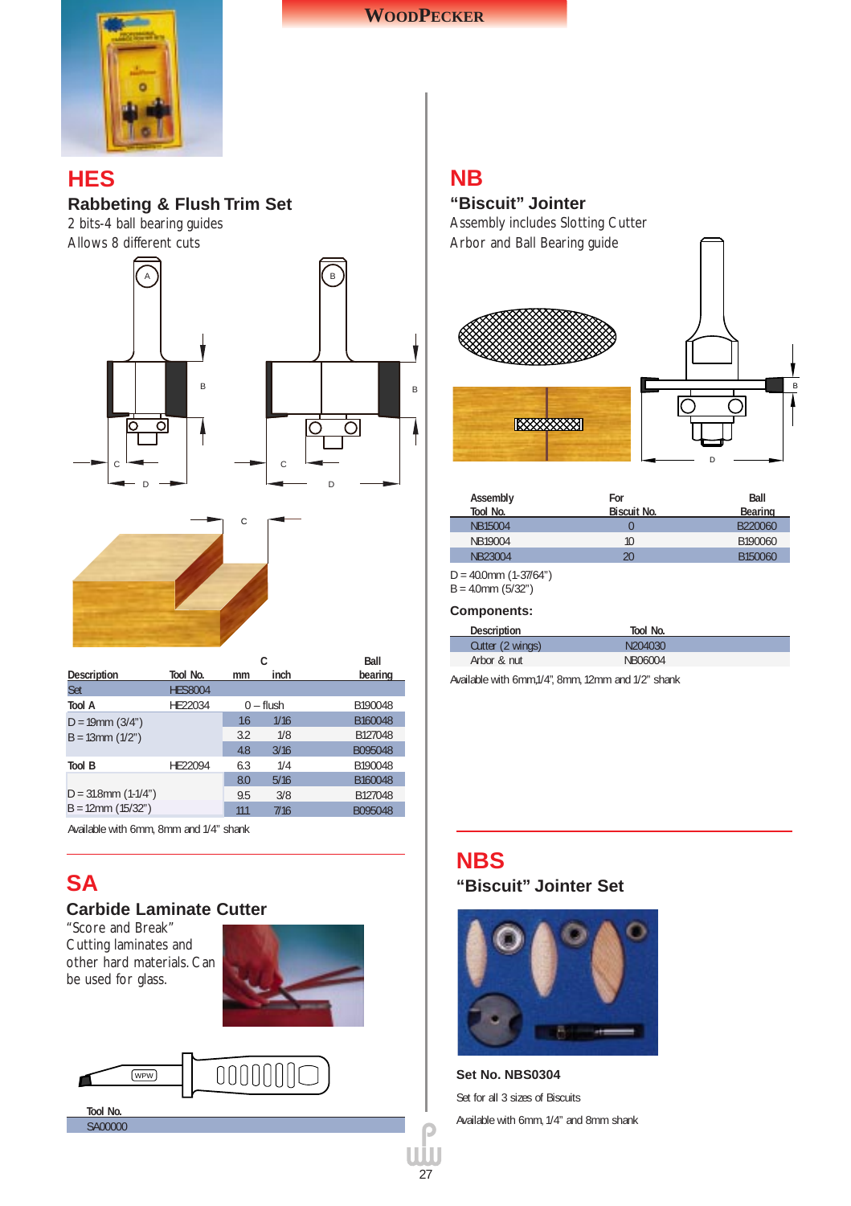## HES

### Rabbeting & Flush Trim Set

2 bits-4 ball bearing guides
Allows 8 different cuts

| Description | Tool No. | C mm | C inch | Ball bearing |
|---|---|---|---|---|
| Set | HES8004 | | | |
| Tool A | HE22034 | 0 – flush | | B190048 |
| D = 19mm (3/4") | | 1.6 | 1/16 | B160048 |
| B = 13mm (1/2") | | 3.2 | 1/8 | B127048 |
| | | 4.8 | 3/16 | B095048 |
| Tool B | HE22094 | 6.3 | 1/4 | B190048 |
| | | 8.0 | 5/16 | B160048 |
| D = 31.8mm (1-1/4") | | 9.5 | 3/8 | B127048 |
| B = 12mm (15/32") | | 11.1 | 7/16 | B095048 |

Available with 6mm, 8mm and 1/4" shank

## SA

### Carbide Laminate Cutter

"Score and Break"
Cutting laminates and other hard materials. Can be used for glass.

| Tool No. |
|---|
| SA00000 |

## NB

### "Biscuit" Jointer

Assembly includes Slotting Cutter
Arbor and Ball Bearing guide

| Assembly Tool No. | For Biscuit No. | Ball Bearing |
|---|---|---|
| NB15004 | 0 | B220060 |
| NB19004 | 10 | B190060 |
| NB23004 | 20 | B150060 |

D = 40.0mm (1-37/64")
B = 4.0mm (5/32")

**Components:**

| Description | Tool No. |
|---|---|
| Cutter (2 wings) | N204030 |
| Arbor & nut | NB06004 |

Available with 6mm,1/4", 8mm, 12mm and 1/2" shank

## NBS

### "Biscuit" Jointer Set

**Set No. NBS0304**

Set for all 3 sizes of Biscuits

Available with 6mm, 1/4" and 8mm shank